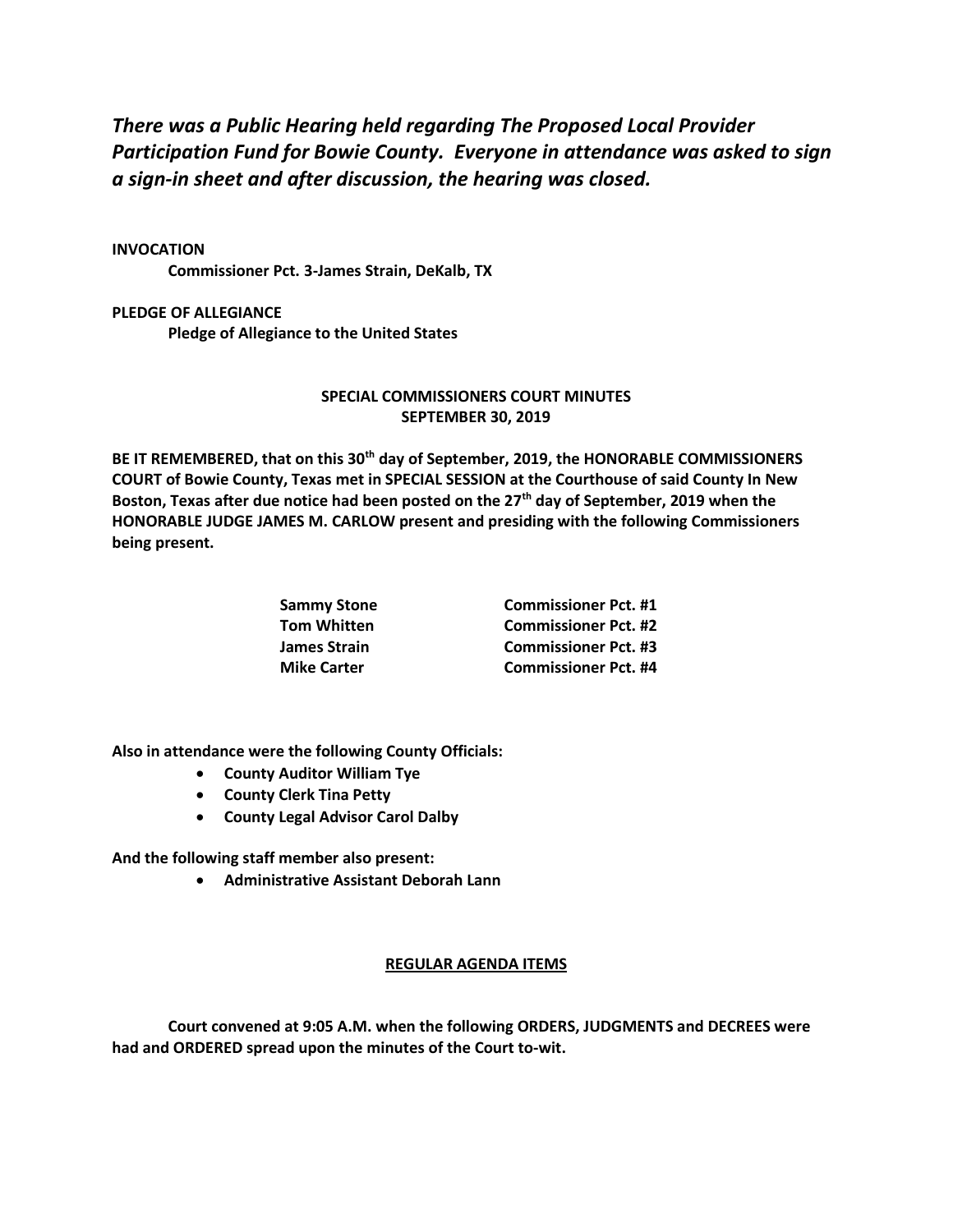***There was a Public Hearing held regarding The Proposed Local Provider Participation Fund for Bowie County. Everyone in attendance was asked to sign a sign-in sheet and after discussion, the hearing was closed.***

**INVOCATION**

**Commissioner Pct. 3-James Strain, DeKalb, TX**

**PLEDGE OF ALLEGIANCE**

**Pledge of Allegiance to the United States**

**SPECIAL COMMISSIONERS COURT MINUTES**
**SEPTEMBER 30, 2019**

**BE IT REMEMBERED, that on this 30th day of September, 2019, the HONORABLE COMMISSIONERS COURT of Bowie County, Texas met in SPECIAL SESSION at the Courthouse of said County In New Boston, Texas after due notice had been posted on the 27th day of September, 2019 when the HONORABLE JUDGE JAMES M. CARLOW present and presiding with the following Commissioners being present.**

| | |
|---|---|
| **Sammy Stone** | **Commissioner Pct. #1** |
| **Tom Whitten** | **Commissioner Pct. #2** |
| **James Strain** | **Commissioner Pct. #3** |
| **Mike Carter** | **Commissioner Pct. #4** |

**Also in attendance were the following County Officials:**

- **County Auditor William Tye**
- **County Clerk Tina Petty**
- **County Legal Advisor Carol Dalby**

**And the following staff member also present:**

- **Administrative Assistant Deborah Lann**

**REGULAR AGENDA ITEMS**

**Court convened at 9:05 A.M. when the following ORDERS, JUDGMENTS and DECREES were had and ORDERED spread upon the minutes of the Court to-wit.**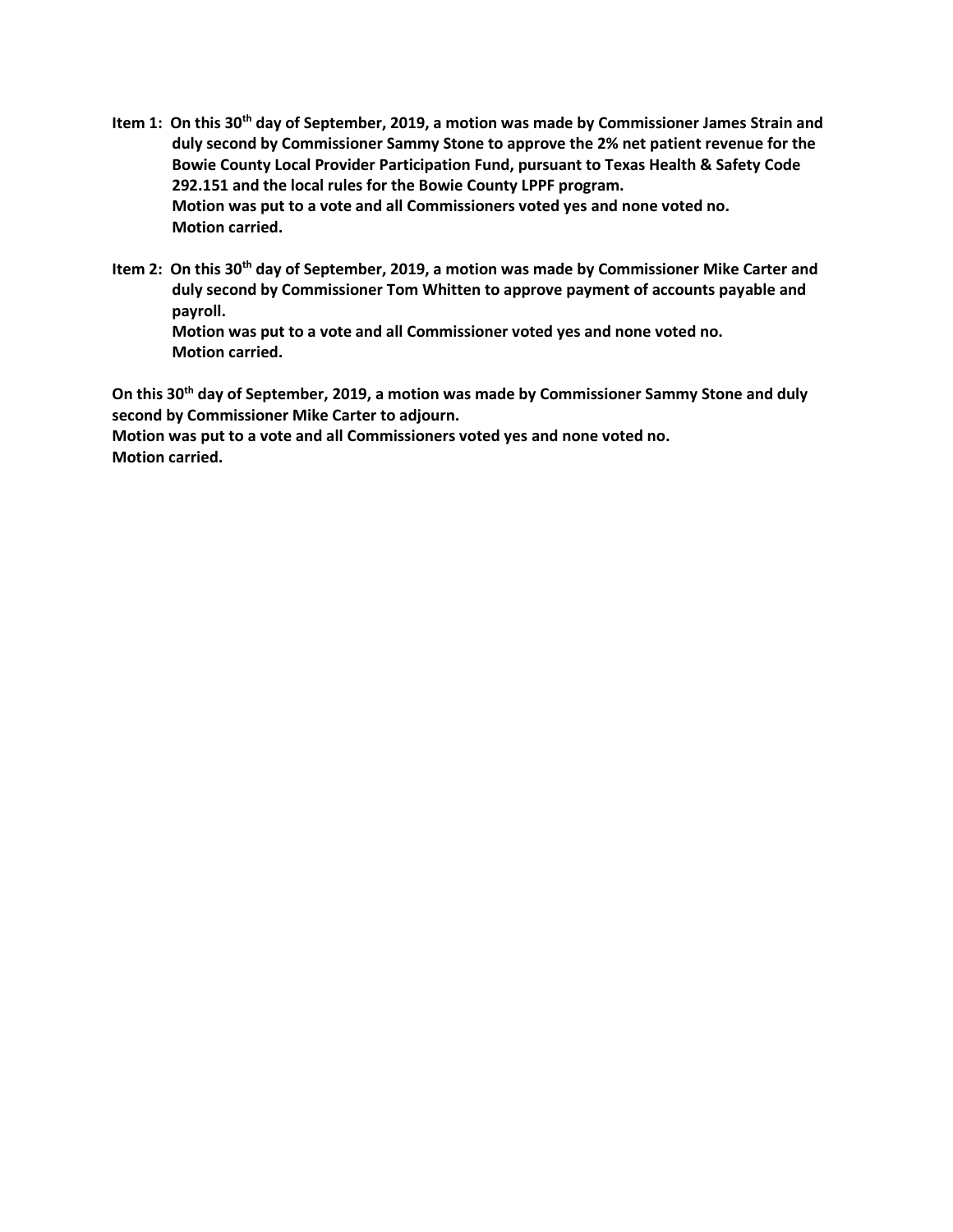**Item 1: On this 30th day of September, 2019, a motion was made by Commissioner James Strain and duly second by Commissioner Sammy Stone to approve the 2% net patient revenue for the Bowie County Local Provider Participation Fund, pursuant to Texas Health & Safety Code 292.151 and the local rules for the Bowie County LPPF program.**
**Motion was put to a vote and all Commissioners voted yes and none voted no.**
**Motion carried.**

**Item 2: On this 30th day of September, 2019, a motion was made by Commissioner Mike Carter and duly second by Commissioner Tom Whitten to approve payment of accounts payable and payroll.**
**Motion was put to a vote and all Commissioner voted yes and none voted no.**
**Motion carried.**

**On this 30th day of September, 2019, a motion was made by Commissioner Sammy Stone and duly second by Commissioner Mike Carter to adjourn.**
**Motion was put to a vote and all Commissioners voted yes and none voted no.**
**Motion carried.**